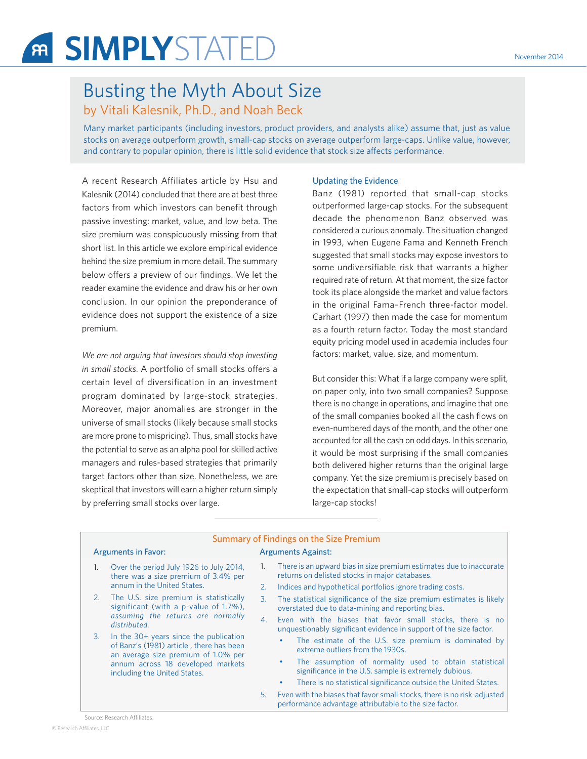# SIMPLYSTATED

November 2014

## Busting the Myth About Size

### by Vitali Kalesnik, Ph.D., and Noah Beck

Many market participants (including investors, product providers, and analysts alike) assume that, just as value stocks on average outperform growth, small-cap stocks on average outperform large-caps. Unlike value, however, and contrary to popular opinion, there is little solid evidence that stock size affects performance.

A recent Research Affiliates article by Hsu and Kalesnik (2014) concluded that there are at best three factors from which investors can benefit through passive investing: market, value, and low beta. The size premium was conspicuously missing from that short list. In this article we explore empirical evidence behind the size premium in more detail. The summary below offers a preview of our findings. We let the reader examine the evidence and draw his or her own conclusion. In our opinion the preponderance of evidence does not support the existence of a size premium.

*We are not arguing that investors should stop investing in small stocks.* A portfolio of small stocks offers a certain level of diversification in an investment program dominated by large-stock strategies. Moreover, major anomalies are stronger in the universe of small stocks (likely because small stocks are more prone to mispricing). Thus, small stocks have the potential to serve as an alpha pool for skilled active managers and rules-based strategies that primarily target factors other than size. Nonetheless, we are skeptical that investors will earn a higher return simply by preferring small stocks over large.

#### Updating the Evidence

Banz (1981) reported that small-cap stocks outperformed large-cap stocks. For the subsequent decade the phenomenon Banz observed was considered a curious anomaly. The situation changed in 1993, when Eugene Fama and Kenneth French suggested that small stocks may expose investors to some undiversifiable risk that warrants a higher required rate of return. At that moment, the size factor took its place alongside the market and value factors in the original Fama–French three-factor model. Carhart (1997) then made the case for momentum as a fourth return factor. Today the most standard equity pricing model used in academia includes four factors: market, value, size, and momentum.

But consider this: What if a large company were split, on paper only, into two small companies? Suppose there is no change in operations, and imagine that one of the small companies booked all the cash flows on even-numbered days of the month, and the other one accounted for all the cash on odd days. In this scenario, it would be most surprising if the small companies both delivered higher returns than the original large company. Yet the size premium is precisely based on the expectation that small-cap stocks will outperform large-cap stocks!

---

#### Summary of Findings on the Size Premium

**Arguments in Favor:**

1. Over the period July 1926 to July 2014, there was a size premium of 3.4% per annum in the United States.
2. The U.S. size premium is statistically significant (with a p-value of 1.7%), *assuming the returns are normally distributed.*
3. In the 30+ years since the publication of Banz's (1981) article , there has been an average size premium of 1.0% per annum across 18 developed markets including the United States.

**Arguments Against:**

1. There is an upward bias in size premium estimates due to inaccurate returns on delisted stocks in major databases.
2. Indices and hypothetical portfolios ignore trading costs.
3. The statistical significance of the size premium estimates is likely overstated due to data-mining and reporting bias.
4. Even with the biases that favor small stocks, there is no unquestionably significant evidence in support of the size factor.
   - The estimate of the U.S. size premium is dominated by extreme outliers from the 1930s.
   - The assumption of normality used to obtain statistical significance in the U.S. sample is extremely dubious.
   - There is no statistical significance outside the United States.
5. Even with the biases that favor small stocks, there is no risk-adjusted performance advantage attributable to the size factor.

Source: Research Affiliates.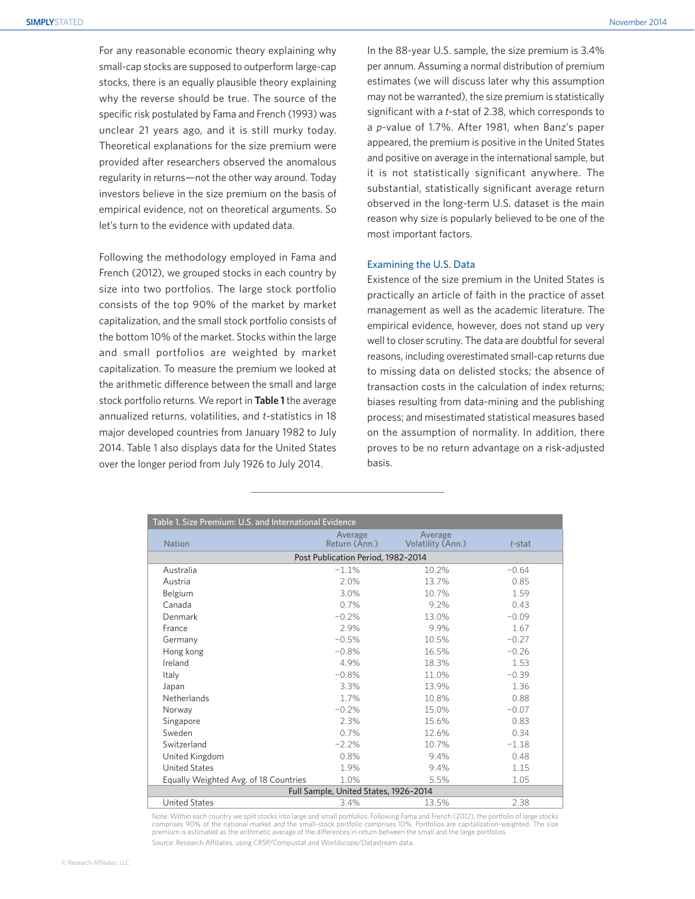For any reasonable economic theory explaining why small-cap stocks are supposed to outperform large-cap stocks, there is an equally plausible theory explaining why the reverse should be true. The source of the specific risk postulated by Fama and French (1993) was unclear 21 years ago, and it is still murky today. Theoretical explanations for the size premium were provided after researchers observed the anomalous regularity in returns—not the other way around. Today investors believe in the size premium on the basis of empirical evidence, not on theoretical arguments. So let's turn to the evidence with updated data.

Following the methodology employed in Fama and French (2012), we grouped stocks in each country by size into two portfolios. The large stock portfolio consists of the top 90% of the market by market capitalization, and the small stock portfolio consists of the bottom 10% of the market. Stocks within the large and small portfolios are weighted by market capitalization. To measure the premium we looked at the arithmetic difference between the small and large stock portfolio returns. We report in **Table 1** the average annualized returns, volatilities, and *t*-statistics in 18 major developed countries from January 1982 to July 2014. Table 1 also displays data for the United States over the longer period from July 1926 to July 2014.

In the 88-year U.S. sample, the size premium is 3.4% per annum. Assuming a normal distribution of premium estimates (we will discuss later why this assumption may not be warranted), the size premium is statistically significant with a *t*-stat of 2.38, which corresponds to a *p*-value of 1.7%. After 1981, when Banz's paper appeared, the premium is positive in the United States and positive on average in the international sample, but it is not statistically significant anywhere. The substantial, statistically significant average return observed in the long-term U.S. dataset is the main reason why size is popularly believed to be one of the most important factors.

### Examining the U.S. Data

Existence of the size premium in the United States is practically an article of faith in the practice of asset management as well as the academic literature. The empirical evidence, however, does not stand up very well to closer scrutiny. The data are doubtful for several reasons, including overestimated small-cap returns due to missing data on delisted stocks; the absence of transaction costs in the calculation of index returns; biases resulting from data-mining and the publishing process; and misestimated statistical measures based on the assumption of normality. In addition, there proves to be no return advantage on a risk-adjusted basis.

Table 1. Size Premium: U.S. and International Evidence

| Nation | Average Return (Ann.) | Average Volatility (Ann.) | *t*-stat |
|---|---|---|---|
| **Post Publication Period, 1982–2014** | | | |
| Australia | −1.1% | 10.2% | −0.64 |
| Austria | 2.0% | 13.7% | 0.85 |
| Belgium | 3.0% | 10.7% | 1.59 |
| Canada | 0.7% | 9.2% | 0.43 |
| Denmark | −0.2% | 13.0% | −0.09 |
| France | 2.9% | 9.9% | 1.67 |
| Germany | −0.5% | 10.5% | −0.27 |
| Hong kong | −0.8% | 16.5% | −0.26 |
| Ireland | 4.9% | 18.3% | 1.53 |
| Italy | −0.8% | 11.0% | −0.39 |
| Japan | 3.3% | 13.9% | 1.36 |
| Netherlands | 1.7% | 10.8% | 0.88 |
| Norway | −0.2% | 15.0% | −0.07 |
| Singapore | 2.3% | 15.6% | 0.83 |
| Sweden | 0.7% | 12.6% | 0.34 |
| Switzerland | −2.2% | 10.7% | −1.18 |
| United Kingdom | 0.8% | 9.4% | 0.48 |
| United States | 1.9% | 9.4% | 1.15 |
| Equally Weighted Avg. of 18 Countries | 1.0% | 5.5% | 1.05 |
| **Full Sample, United States, 1926–2014** | | | |
| United States | 3.4% | 13.5% | 2.38 |

Note: Within each country we split stocks into large and small portfolios. Following Fama and French (2012), the portfolio of large stocks comprises 90% of the national market and the small-stock portfolio comprises 10%. Portfolios are capitalization-weighted. The size premium is estimated as the arithmetic average of the differences in return between the small and the large portfolios

Source: Research Affiliates, using CRSP/Compustat and Worldscope/Datastream data.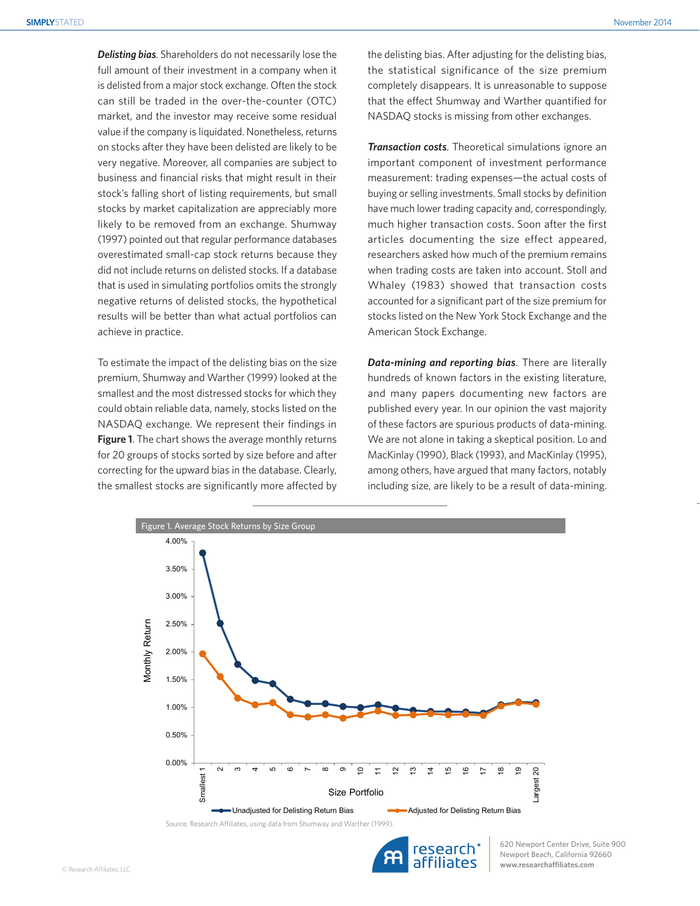***Delisting bias***. Shareholders do not necessarily lose the full amount of their investment in a company when it is delisted from a major stock exchange. Often the stock can still be traded in the over-the-counter (OTC) market, and the investor may receive some residual value if the company is liquidated. Nonetheless, returns on stocks after they have been delisted are likely to be very negative. Moreover, all companies are subject to business and financial risks that might result in their stock's falling short of listing requirements, but small stocks by market capitalization are appreciably more likely to be removed from an exchange. Shumway (1997) pointed out that regular performance databases overestimated small-cap stock returns because they did not include returns on delisted stocks. If a database that is used in simulating portfolios omits the strongly negative returns of delisted stocks, the hypothetical results will be better than what actual portfolios can achieve in practice.

To estimate the impact of the delisting bias on the size premium, Shumway and Warther (1999) looked at the smallest and the most distressed stocks for which they could obtain reliable data, namely, stocks listed on the NASDAQ exchange. We represent their findings in **Figure 1**. The chart shows the average monthly returns for 20 groups of stocks sorted by size before and after correcting for the upward bias in the database. Clearly, the smallest stocks are significantly more affected by the delisting bias. After adjusting for the delisting bias, the statistical significance of the size premium completely disappears. It is unreasonable to suppose that the effect Shumway and Warther quantified for NASDAQ stocks is missing from other exchanges.

***Transaction costs***. Theoretical simulations ignore an important component of investment performance measurement: trading expenses—the actual costs of buying or selling investments. Small stocks by definition have much lower trading capacity and, correspondingly, much higher transaction costs. Soon after the first articles documenting the size effect appeared, researchers asked how much of the premium remains when trading costs are taken into account. Stoll and Whaley (1983) showed that transaction costs accounted for a significant part of the size premium for stocks listed on the New York Stock Exchange and the American Stock Exchange.

***Data-mining and reporting bias***. There are literally hundreds of known factors in the existing literature, and many papers documenting new factors are published every year. In our opinion the vast majority of these factors are spurious products of data-mining. We are not alone in taking a skeptical position. Lo and MacKinlay (1990), Black (1993), and MacKinlay (1995), among others, have argued that many factors, notably including size, are likely to be a result of data-mining.

Figure 1. Average Stock Returns by Size Group

Monthly Return

4.00%
3.50%
3.00%
2.50%
2.00%
1.50%
1.00%
0.50%
0.00%

Smallest 1, 2, 3, 4, 5, 6, 7, 8, 9, 10, 11, 12, 13, 14, 15, 16, 17, 18, 19, Largest 20

Size Portfolio

Unadjusted for Delisting Return Bias
Adjusted for Delisting Return Bias

Source: Research Affiliates, using data from Shumway and Warther (1999).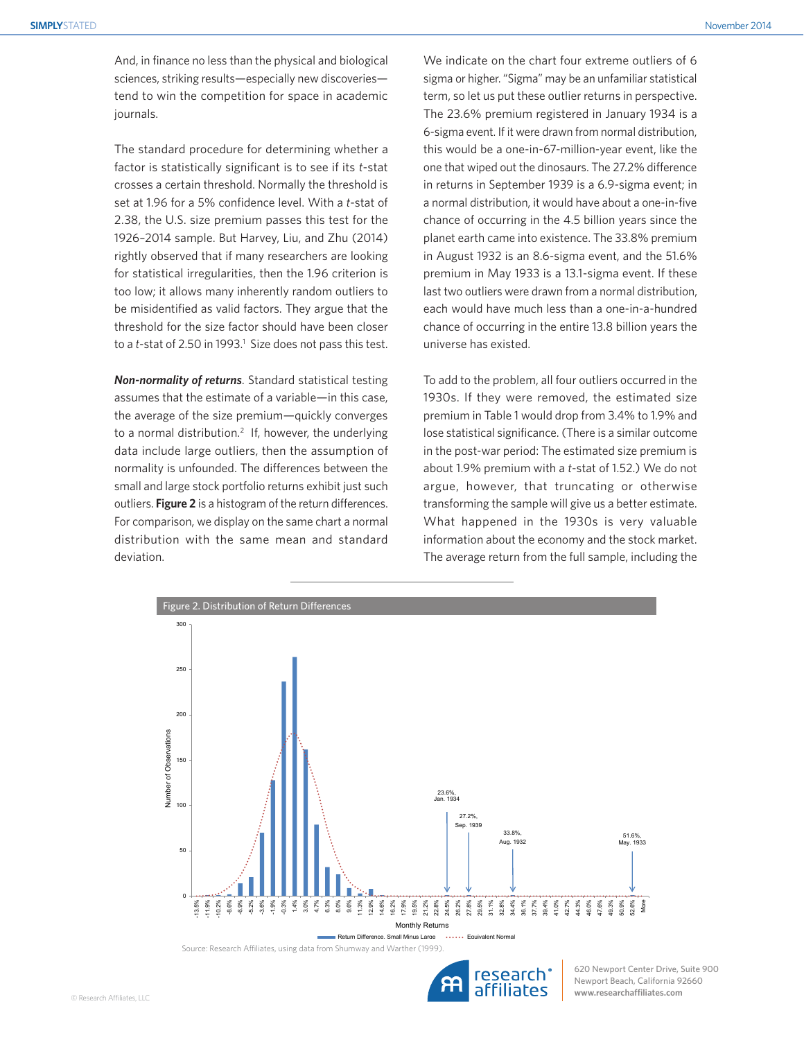And, in finance no less than the physical and biological sciences, striking results—especially new discoveries—tend to win the competition for space in academic journals.

The standard procedure for determining whether a factor is statistically significant is to see if its *t*-stat crosses a certain threshold. Normally the threshold is set at 1.96 for a 5% confidence level. With a *t*-stat of 2.38, the U.S. size premium passes this test for the 1926–2014 sample. But Harvey, Liu, and Zhu (2014) rightly observed that if many researchers are looking for statistical irregularities, then the 1.96 criterion is too low; it allows many inherently random outliers to be misidentified as valid factors. They argue that the threshold for the size factor should have been closer to a *t*-stat of 2.50 in 1993.[1] Size does not pass this test.

***Non-normality of returns***. Standard statistical testing assumes that the estimate of a variable—in this case, the average of the size premium—quickly converges to a normal distribution.[2] If, however, the underlying data include large outliers, then the assumption of normality is unfounded. The differences between the small and large stock portfolio returns exhibit just such outliers. **Figure 2** is a histogram of the return differences. For comparison, we display on the same chart a normal distribution with the same mean and standard deviation.

We indicate on the chart four extreme outliers of 6 sigma or higher. "Sigma" may be an unfamiliar statistical term, so let us put these outlier returns in perspective. The 23.6% premium registered in January 1934 is a 6-sigma event. If it were drawn from normal distribution, this would be a one-in-67-million-year event, like the one that wiped out the dinosaurs. The 27.2% difference in returns in September 1939 is a 6.9-sigma event; in a normal distribution, it would have about a one-in-five chance of occurring in the 4.5 billion years since the planet earth came into existence. The 33.8% premium in August 1932 is an 8.6-sigma event, and the 51.6% premium in May 1933 is a 13.1-sigma event. If these last two outliers were drawn from a normal distribution, each would have much less than a one-in-a-hundred chance of occurring in the entire 13.8 billion years the universe has existed.

To add to the problem, all four outliers occurred in the 1930s. If they were removed, the estimated size premium in Table 1 would drop from 3.4% to 1.9% and lose statistical significance. (There is a similar outcome in the post-war period: The estimated size premium is about 1.9% premium with a *t*-stat of 1.52.) We do not argue, however, that truncating or otherwise transforming the sample will give us a better estimate. What happened in the 1930s is very valuable information about the economy and the stock market. The average return from the full sample, including the

Figure 2. Distribution of Return Differences

Number of Observations
300
250
200
150
100
50
0

-13.5% -11.9% -10.2% -8.6% -6.9% -5.2% -3.6% -1.9% -0.3% 1.4% 3.0% 4.7% 6.3% 8.0% 9.6% 11.3% 12.9% 14.6% 16.2% 17.9% 19.5% 21.2% 22.8% 24.5% 26.2% 27.8% 29.5% 31.1% 32.8% 34.4% 36.1% 37.7% 39.4% 41.0% 42.7% 44.3% 46.0% 47.6% 49.3% 50.9% 52.6% More

Monthly Returns

23.6%, Jan. 1934
27.2%, Sep. 1939
33.8%, Aug. 1932
51.6%, May. 1933

Return Difference, Small Minus Large
Equivalent Normal

Source: Research Affiliates, using data from Shumway and Warther (1999).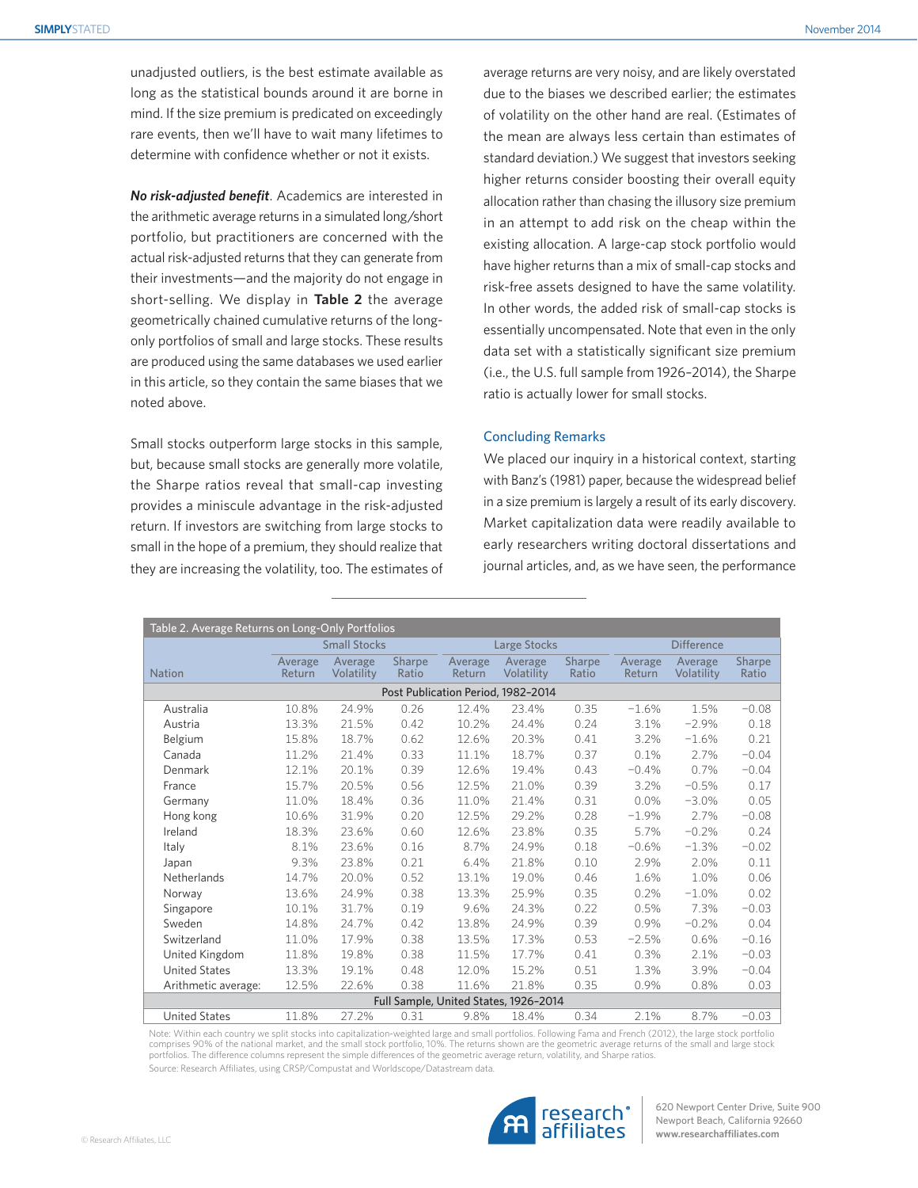unadjusted outliers, is the best estimate available as long as the statistical bounds around it are borne in mind. If the size premium is predicated on exceedingly rare events, then we'll have to wait many lifetimes to determine with confidence whether or not it exists.

***No risk-adjusted benefit***. Academics are interested in the arithmetic average returns in a simulated long/short portfolio, but practitioners are concerned with the actual risk-adjusted returns that they can generate from their investments—and the majority do not engage in short-selling. We display in **Table 2** the average geometrically chained cumulative returns of the long-only portfolios of small and large stocks. These results are produced using the same databases we used earlier in this article, so they contain the same biases that we noted above.

Small stocks outperform large stocks in this sample, but, because small stocks are generally more volatile, the Sharpe ratios reveal that small-cap investing provides a miniscule advantage in the risk-adjusted return. If investors are switching from large stocks to small in the hope of a premium, they should realize that they are increasing the volatility, too. The estimates of average returns are very noisy, and are likely overstated due to the biases we described earlier; the estimates of volatility on the other hand are real. (Estimates of the mean are always less certain than estimates of standard deviation.) We suggest that investors seeking higher returns consider boosting their overall equity allocation rather than chasing the illusory size premium in an attempt to add risk on the cheap within the existing allocation. A large-cap stock portfolio would have higher returns than a mix of small-cap stocks and risk-free assets designed to have the same volatility. In other words, the added risk of small-cap stocks is essentially uncompensated. Note that even in the only data set with a statistically significant size premium (i.e., the U.S. full sample from 1926–2014), the Sharpe ratio is actually lower for small stocks.

## Concluding Remarks

We placed our inquiry in a historical context, starting with Banz's (1981) paper, because the widespread belief in a size premium is largely a result of its early discovery. Market capitalization data were readily available to early researchers writing doctoral dissertations and journal articles, and, as we have seen, the performance

Table 2. Average Returns on Long-Only Portfolios

| | Small Stocks | | | Large Stocks | | | Difference | | |
|---|---|---|---|---|---|---|---|---|---|
| Nation | Average Return | Average Volatility | Sharpe Ratio | Average Return | Average Volatility | Sharpe Ratio | Average Return | Average Volatility | Sharpe Ratio |
| **Post Publication Period, 1982–2014** | | | | | | | | | |
| Australia | 10.8% | 24.9% | 0.26 | 12.4% | 23.4% | 0.35 | −1.6% | 1.5% | −0.08 |
| Austria | 13.3% | 21.5% | 0.42 | 10.2% | 24.4% | 0.24 | 3.1% | −2.9% | 0.18 |
| Belgium | 15.8% | 18.7% | 0.62 | 12.6% | 20.3% | 0.41 | 3.2% | −1.6% | 0.21 |
| Canada | 11.2% | 21.4% | 0.33 | 11.1% | 18.7% | 0.37 | 0.1% | 2.7% | −0.04 |
| Denmark | 12.1% | 20.1% | 0.39 | 12.6% | 19.4% | 0.43 | −0.4% | 0.7% | −0.04 |
| France | 15.7% | 20.5% | 0.56 | 12.5% | 21.0% | 0.39 | 3.2% | −0.5% | 0.17 |
| Germany | 11.0% | 18.4% | 0.36 | 11.0% | 21.4% | 0.31 | 0.0% | −3.0% | 0.05 |
| Hong kong | 10.6% | 31.9% | 0.20 | 12.5% | 29.2% | 0.28 | −1.9% | 2.7% | −0.08 |
| Ireland | 18.3% | 23.6% | 0.60 | 12.6% | 23.8% | 0.35 | 5.7% | −0.2% | 0.24 |
| Italy | 8.1% | 23.6% | 0.16 | 8.7% | 24.9% | 0.18 | −0.6% | −1.3% | −0.02 |
| Japan | 9.3% | 23.8% | 0.21 | 6.4% | 21.8% | 0.10 | 2.9% | 2.0% | 0.11 |
| Netherlands | 14.7% | 20.0% | 0.52 | 13.1% | 19.0% | 0.46 | 1.6% | 1.0% | 0.06 |
| Norway | 13.6% | 24.9% | 0.38 | 13.3% | 25.9% | 0.35 | 0.2% | −1.0% | 0.02 |
| Singapore | 10.1% | 31.7% | 0.19 | 9.6% | 24.3% | 0.22 | 0.5% | 7.3% | −0.03 |
| Sweden | 14.8% | 24.7% | 0.42 | 13.8% | 24.9% | 0.39 | 0.9% | −0.2% | 0.04 |
| Switzerland | 11.0% | 17.9% | 0.38 | 13.5% | 17.3% | 0.53 | −2.5% | 0.6% | −0.16 |
| United Kingdom | 11.8% | 19.8% | 0.38 | 11.5% | 17.7% | 0.41 | 0.3% | 2.1% | −0.03 |
| United States | 13.3% | 19.1% | 0.48 | 12.0% | 15.2% | 0.51 | 1.3% | 3.9% | −0.04 |
| Arithmetic average: | 12.5% | 22.6% | 0.38 | 11.6% | 21.8% | 0.35 | 0.9% | 0.8% | 0.03 |
| **Full Sample, United States, 1926–2014** | | | | | | | | | |
| United States | 11.8% | 27.2% | 0.31 | 9.8% | 18.4% | 0.34 | 2.1% | 8.7% | −0.03 |

Note: Within each country we split stocks into capitalization-weighted large and small portfolios. Following Fama and French (2012), the large stock portfolio comprises 90% of the national market, and the small stock portfolio, 10%. The returns shown are the geometric average returns of the small and large stock portfolios. The difference columns represent the simple differences of the geometric average return, volatility, and Sharpe ratios.

Source: Research Affiliates, using CRSP/Compustat and Worldscope/Datastream data.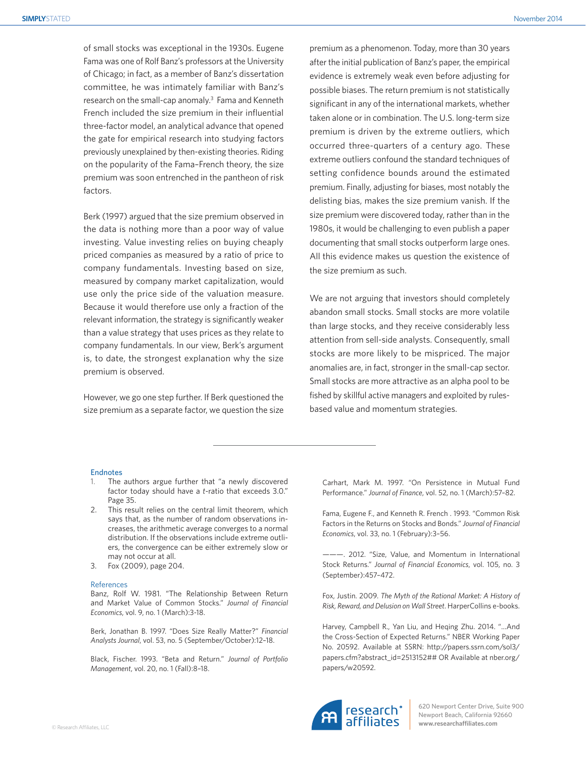of small stocks was exceptional in the 1930s. Eugene Fama was one of Rolf Banz's professors at the University of Chicago; in fact, as a member of Banz's dissertation committee, he was intimately familiar with Banz's research on the small-cap anomaly.[3] Fama and Kenneth French included the size premium in their influential three-factor model, an analytical advance that opened the gate for empirical research into studying factors previously unexplained by then-existing theories. Riding on the popularity of the Fama–French theory, the size premium was soon entrenched in the pantheon of risk factors.

Berk (1997) argued that the size premium observed in the data is nothing more than a poor way of value investing. Value investing relies on buying cheaply priced companies as measured by a ratio of price to company fundamentals. Investing based on size, measured by company market capitalization, would use only the price side of the valuation measure. Because it would therefore use only a fraction of the relevant information, the strategy is significantly weaker than a value strategy that uses prices as they relate to company fundamentals. In our view, Berk's argument is, to date, the strongest explanation why the size premium is observed.

However, we go one step further. If Berk questioned the size premium as a separate factor, we question the size premium as a phenomenon. Today, more than 30 years after the initial publication of Banz's paper, the empirical evidence is extremely weak even before adjusting for possible biases. The return premium is not statistically significant in any of the international markets, whether taken alone or in combination. The U.S. long-term size premium is driven by the extreme outliers, which occurred three-quarters of a century ago. These extreme outliers confound the standard techniques of setting confidence bounds around the estimated premium. Finally, adjusting for biases, most notably the delisting bias, makes the size premium vanish. If the size premium were discovered today, rather than in the 1980s, it would be challenging to even publish a paper documenting that small stocks outperform large ones. All this evidence makes us question the existence of the size premium as such.

We are not arguing that investors should completely abandon small stocks. Small stocks are more volatile than large stocks, and they receive considerably less attention from sell-side analysts. Consequently, small stocks are more likely to be mispriced. The major anomalies are, in fact, stronger in the small-cap sector. Small stocks are more attractive as an alpha pool to be fished by skillful active managers and exploited by rules-based value and momentum strategies.

---

### Endnotes

1. The authors argue further that "a newly discovered factor today should have a *t*-ratio that exceeds 3.0." Page 35.
2. This result relies on the central limit theorem, which says that, as the number of random observations increases, the arithmetic average converges to a normal distribution. If the observations include extreme outliers, the convergence can be either extremely slow or may not occur at all.
3. Fox (2009), page 204.

### References

Banz, Rolf W. 1981. "The Relationship Between Return and Market Value of Common Stocks." *Journal of Financial Economics*, vol. 9, no. 1 (March):3-18.

Berk, Jonathan B. 1997. "Does Size Really Matter?" *Financial Analysts Journal*, vol. 53, no. 5 (September/October):12–18.

Black, Fischer. 1993. "Beta and Return." *Journal of Portfolio Management*, vol. 20, no. 1 (Fall):8–18.

Carhart, Mark M. 1997. "On Persistence in Mutual Fund Performance." *Journal of Finance*, vol. 52, no. 1 (March):57–82.

Fama, Eugene F., and Kenneth R. French . 1993. "Common Risk Factors in the Returns on Stocks and Bonds." *Journal of Financial Economics*, vol. 33, no. 1 (February):3–56.

———. 2012. "Size, Value, and Momentum in International Stock Returns." *Journal of Financial Economics*, vol. 105, no. 3 (September):457–472.

Fox, Justin. 2009. *The Myth of the Rational Market: A History of Risk, Reward, and Delusion on Wall Street.* HarperCollins e-books.

Harvey, Campbell R., Yan Liu, and Heqing Zhu. 2014. "…And the Cross-Section of Expected Returns." NBER Working Paper No. 20592. Available at SSRN: http://papers.ssrn.com/sol3/papers.cfm?abstract_id=2513152## OR Available at nber.org/papers/w20592.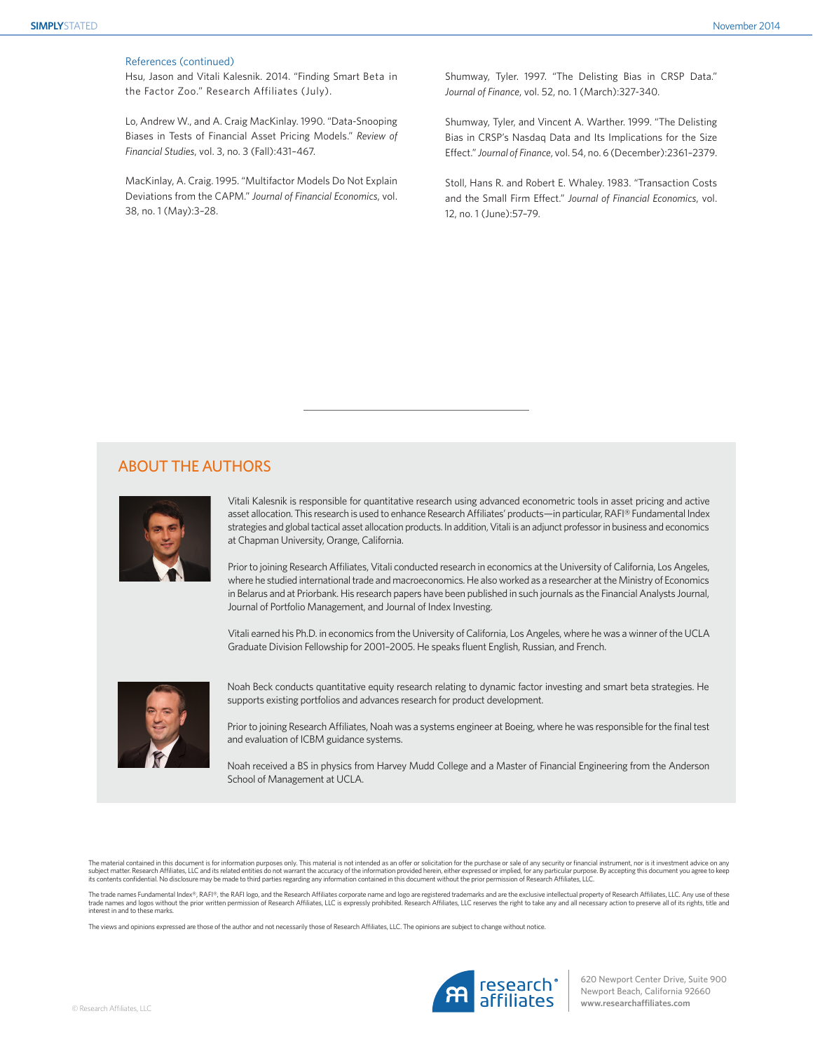References (continued)

Hsu, Jason and Vitali Kalesnik. 2014. "Finding Smart Beta in the Factor Zoo." Research Affiliates (July).

Lo, Andrew W., and A. Craig MacKinlay. 1990. "Data-Snooping Biases in Tests of Financial Asset Pricing Models." *Review of Financial Studies*, vol. 3, no. 3 (Fall):431–467.

MacKinlay, A. Craig. 1995. "Multifactor Models Do Not Explain Deviations from the CAPM." *Journal of Financial Economics*, vol. 38, no. 1 (May):3–28.

Shumway, Tyler. 1997. "The Delisting Bias in CRSP Data." *Journal of Finance*, vol. 52, no. 1 (March):327-340.

Shumway, Tyler, and Vincent A. Warther. 1999. "The Delisting Bias in CRSP's Nasdaq Data and Its Implications for the Size Effect." *Journal of Finance*, vol. 54, no. 6 (December):2361–2379.

Stoll, Hans R. and Robert E. Whaley. 1983. "Transaction Costs and the Small Firm Effect." *Journal of Financial Economics*, vol. 12, no. 1 (June):57–79.

## ABOUT THE AUTHORS

Vitali Kalesnik is responsible for quantitative research using advanced econometric tools in asset pricing and active asset allocation. This research is used to enhance Research Affiliates' products—in particular, RAFI® Fundamental Index strategies and global tactical asset allocation products. In addition, Vitali is an adjunct professor in business and economics at Chapman University, Orange, California.

Prior to joining Research Affiliates, Vitali conducted research in economics at the University of California, Los Angeles, where he studied international trade and macroeconomics. He also worked as a researcher at the Ministry of Economics in Belarus and at Priorbank. His research papers have been published in such journals as the Financial Analysts Journal, Journal of Portfolio Management, and Journal of Index Investing.

Vitali earned his Ph.D. in economics from the University of California, Los Angeles, where he was a winner of the UCLA Graduate Division Fellowship for 2001–2005. He speaks fluent English, Russian, and French.

Noah Beck conducts quantitative equity research relating to dynamic factor investing and smart beta strategies. He supports existing portfolios and advances research for product development.

Prior to joining Research Affiliates, Noah was a systems engineer at Boeing, where he was responsible for the final test and evaluation of ICBM guidance systems.

Noah received a BS in physics from Harvey Mudd College and a Master of Financial Engineering from the Anderson School of Management at UCLA.

The material contained in this document is for information purposes only. This material is not intended as an offer or solicitation for the purchase or sale of any security or financial instrument, nor is it investment advice on any subject matter. Research Affiliates, LLC and its related entities do not warrant the accuracy of the information provided herein, either expressed or implied, for any particular purpose. By accepting this document you agree to keep its contents confidential. No disclosure may be made to third parties regarding any information contained in this document without the prior permission of Research Affiliates, LLC.

The trade names Fundamental Index®, RAFI®, the RAFI logo, and the Research Affiliates corporate name and logo are registered trademarks and are the exclusive intellectual property of Research Affiliates, LLC. Any use of these trade names and logos without the prior written permission of Research Affiliates, LLC is expressly prohibited. Research Affiliates, LLC reserves the right to take any and all necessary action to preserve all of its rights, title and interest in and to these marks.

The views and opinions expressed are those of the author and not necessarily those of Research Affiliates, LLC. The opinions are subject to change without notice.

research affiliates

620 Newport Center Drive, Suite 900
Newport Beach, California 92660
www.researchaffiliates.com

© Research Affiliates, LLC